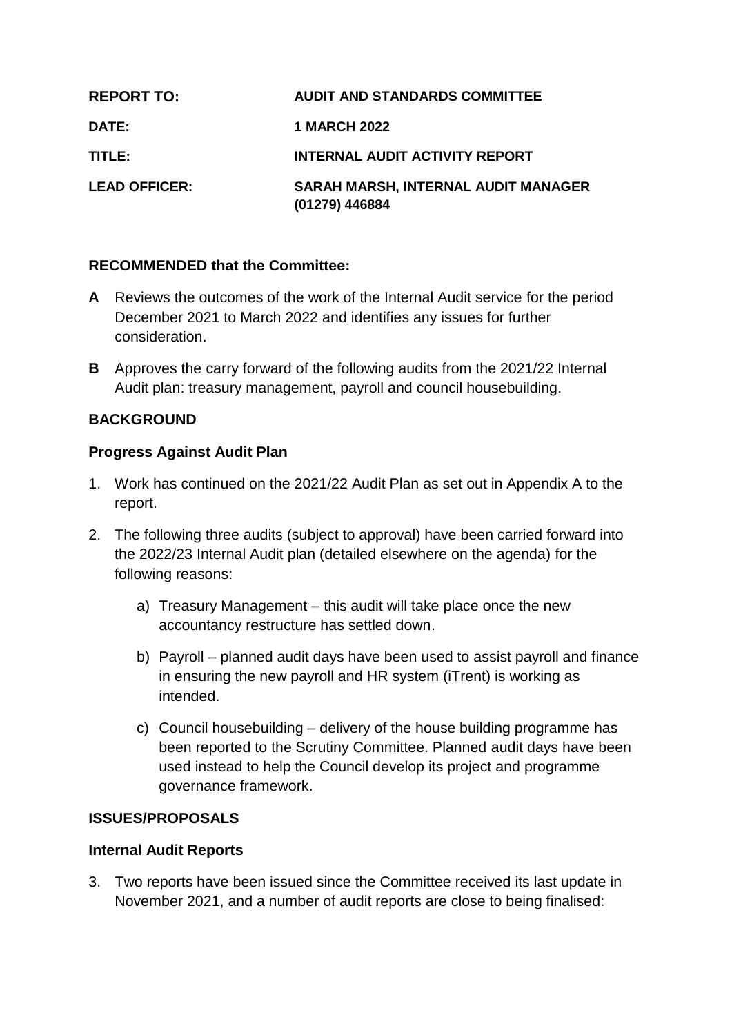| | |
|---|---|
| **REPORT TO:** | **AUDIT AND STANDARDS COMMITTEE** |
| **DATE:** | **1 MARCH 2022** |
| **TITLE:** | **INTERNAL AUDIT ACTIVITY REPORT** |
| **LEAD OFFICER:** | **SARAH MARSH, INTERNAL AUDIT MANAGER (01279) 446884** |

**RECOMMENDED that the Committee:**

**A** Reviews the outcomes of the work of the Internal Audit service for the period December 2021 to March 2022 and identifies any issues for further consideration.

**B** Approves the carry forward of the following audits from the 2021/22 Internal Audit plan: treasury management, payroll and council housebuilding.

## BACKGROUND

### Progress Against Audit Plan

1. Work has continued on the 2021/22 Audit Plan as set out in Appendix A to the report.

2. The following three audits (subject to approval) have been carried forward into the 2022/23 Internal Audit plan (detailed elsewhere on the agenda) for the following reasons:

    a) Treasury Management – this audit will take place once the new accountancy restructure has settled down.

    b) Payroll – planned audit days have been used to assist payroll and finance in ensuring the new payroll and HR system (iTrent) is working as intended.

    c) Council housebuilding – delivery of the house building programme has been reported to the Scrutiny Committee. Planned audit days have been used instead to help the Council develop its project and programme governance framework.

## ISSUES/PROPOSALS

### Internal Audit Reports

3. Two reports have been issued since the Committee received its last update in November 2021, and a number of audit reports are close to being finalised: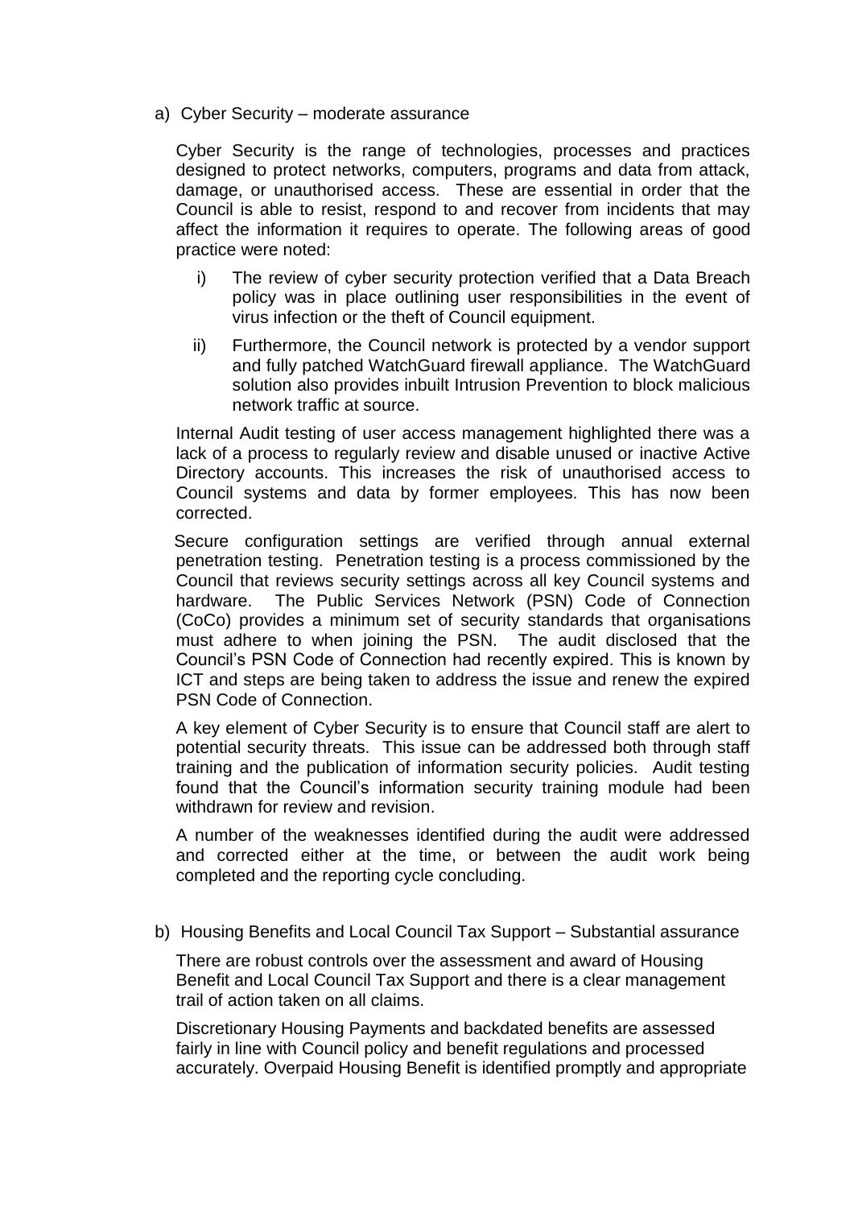a) Cyber Security – moderate assurance

Cyber Security is the range of technologies, processes and practices designed to protect networks, computers, programs and data from attack, damage, or unauthorised access. These are essential in order that the Council is able to resist, respond to and recover from incidents that may affect the information it requires to operate. The following areas of good practice were noted:

i) The review of cyber security protection verified that a Data Breach policy was in place outlining user responsibilities in the event of virus infection or the theft of Council equipment.

ii) Furthermore, the Council network is protected by a vendor support and fully patched WatchGuard firewall appliance. The WatchGuard solution also provides inbuilt Intrusion Prevention to block malicious network traffic at source.

Internal Audit testing of user access management highlighted there was a lack of a process to regularly review and disable unused or inactive Active Directory accounts. This increases the risk of unauthorised access to Council systems and data by former employees. This has now been corrected.

Secure configuration settings are verified through annual external penetration testing. Penetration testing is a process commissioned by the Council that reviews security settings across all key Council systems and hardware. The Public Services Network (PSN) Code of Connection (CoCo) provides a minimum set of security standards that organisations must adhere to when joining the PSN. The audit disclosed that the Council's PSN Code of Connection had recently expired. This is known by ICT and steps are being taken to address the issue and renew the expired PSN Code of Connection.

A key element of Cyber Security is to ensure that Council staff are alert to potential security threats. This issue can be addressed both through staff training and the publication of information security policies. Audit testing found that the Council's information security training module had been withdrawn for review and revision.

A number of the weaknesses identified during the audit were addressed and corrected either at the time, or between the audit work being completed and the reporting cycle concluding.

b) Housing Benefits and Local Council Tax Support – Substantial assurance

There are robust controls over the assessment and award of Housing Benefit and Local Council Tax Support and there is a clear management trail of action taken on all claims.

Discretionary Housing Payments and backdated benefits are assessed fairly in line with Council policy and benefit regulations and processed accurately. Overpaid Housing Benefit is identified promptly and appropriate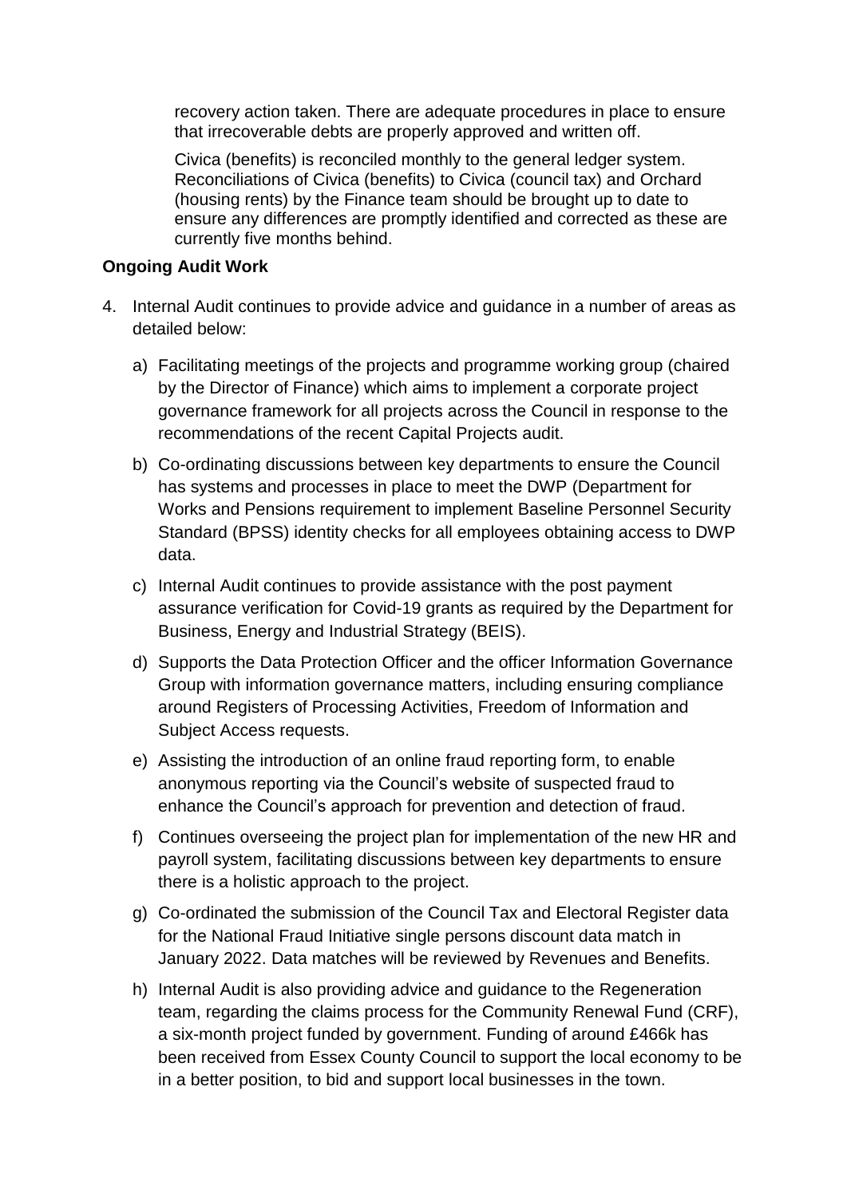recovery action taken. There are adequate procedures in place to ensure that irrecoverable debts are properly approved and written off.

Civica (benefits) is reconciled monthly to the general ledger system. Reconciliations of Civica (benefits) to Civica (council tax) and Orchard (housing rents) by the Finance team should be brought up to date to ensure any differences are promptly identified and corrected as these are currently five months behind.

**Ongoing Audit Work**

4. Internal Audit continues to provide advice and guidance in a number of areas as detailed below:

   a) Facilitating meetings of the projects and programme working group (chaired by the Director of Finance) which aims to implement a corporate project governance framework for all projects across the Council in response to the recommendations of the recent Capital Projects audit.

   b) Co-ordinating discussions between key departments to ensure the Council has systems and processes in place to meet the DWP (Department for Works and Pensions requirement to implement Baseline Personnel Security Standard (BPSS) identity checks for all employees obtaining access to DWP data.

   c) Internal Audit continues to provide assistance with the post payment assurance verification for Covid-19 grants as required by the Department for Business, Energy and Industrial Strategy (BEIS).

   d) Supports the Data Protection Officer and the officer Information Governance Group with information governance matters, including ensuring compliance around Registers of Processing Activities, Freedom of Information and Subject Access requests.

   e) Assisting the introduction of an online fraud reporting form, to enable anonymous reporting via the Council's website of suspected fraud to enhance the Council's approach for prevention and detection of fraud.

   f) Continues overseeing the project plan for implementation of the new HR and payroll system, facilitating discussions between key departments to ensure there is a holistic approach to the project.

   g) Co-ordinated the submission of the Council Tax and Electoral Register data for the National Fraud Initiative single persons discount data match in January 2022. Data matches will be reviewed by Revenues and Benefits.

   h) Internal Audit is also providing advice and guidance to the Regeneration team, regarding the claims process for the Community Renewal Fund (CRF), a six-month project funded by government. Funding of around £466k has been received from Essex County Council to support the local economy to be in a better position, to bid and support local businesses in the town.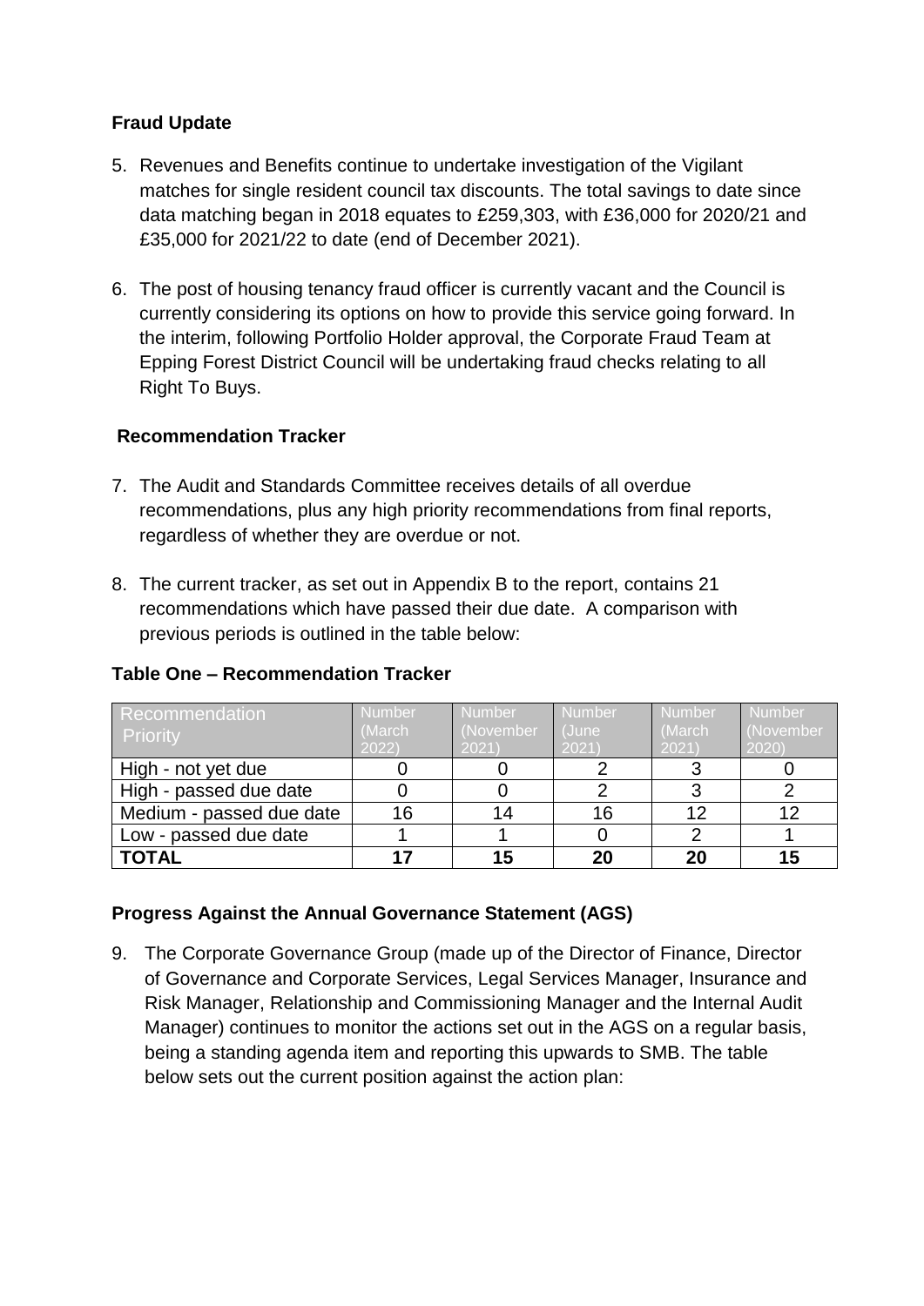**Fraud Update**

5. Revenues and Benefits continue to undertake investigation of the Vigilant matches for single resident council tax discounts. The total savings to date since data matching began in 2018 equates to £259,303, with £36,000 for 2020/21 and £35,000 for 2021/22 to date (end of December 2021).

6. The post of housing tenancy fraud officer is currently vacant and the Council is currently considering its options on how to provide this service going forward. In the interim, following Portfolio Holder approval, the Corporate Fraud Team at Epping Forest District Council will be undertaking fraud checks relating to all Right To Buys.

**Recommendation Tracker**

7. The Audit and Standards Committee receives details of all overdue recommendations, plus any high priority recommendations from final reports, regardless of whether they are overdue or not.

8. The current tracker, as set out in Appendix B to the report, contains 21 recommendations which have passed their due date. A comparison with previous periods is outlined in the table below:

**Table One – Recommendation Tracker**

| Recommendation Priority | Number (March 2022) | Number (November 2021) | Number (June 2021) | Number (March 2021) | Number (November 2020) |
|---|---|---|---|---|---|
| High - not yet due | 0 | 0 | 2 | 3 | 0 |
| High - passed due date | 0 | 0 | 2 | 3 | 2 |
| Medium - passed due date | 16 | 14 | 16 | 12 | 12 |
| Low - passed due date | 1 | 1 | 0 | 2 | 1 |
| **TOTAL** | **17** | **15** | **20** | **20** | **15** |

**Progress Against the Annual Governance Statement (AGS)**

9. The Corporate Governance Group (made up of the Director of Finance, Director of Governance and Corporate Services, Legal Services Manager, Insurance and Risk Manager, Relationship and Commissioning Manager and the Internal Audit Manager) continues to monitor the actions set out in the AGS on a regular basis, being a standing agenda item and reporting this upwards to SMB. The table below sets out the current position against the action plan: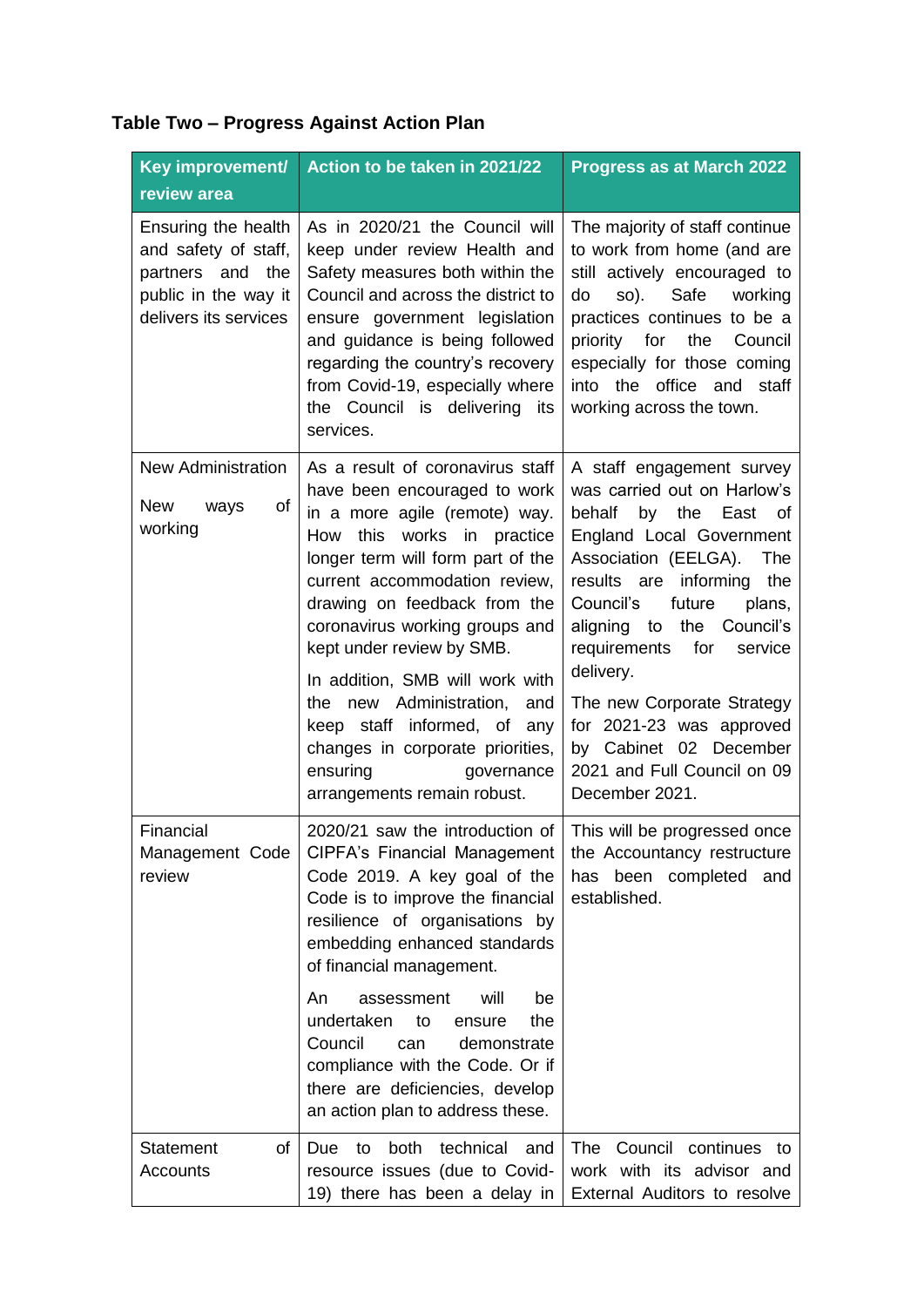**Table Two – Progress Against Action Plan**

| Key improvement/ review area | Action to be taken in 2021/22 | Progress as at March 2022 |
|---|---|---|
| Ensuring the health and safety of staff, partners and the public in the way it delivers its services | As in 2020/21 the Council will keep under review Health and Safety measures both within the Council and across the district to ensure government legislation and guidance is being followed regarding the country's recovery from Covid-19, especially where the Council is delivering its services. | The majority of staff continue to work from home (and are still actively encouraged to do so). Safe working practices continues to be a priority for the Council especially for those coming into the office and staff working across the town. |
| New Administration<br><br>New ways of working | As a result of coronavirus staff have been encouraged to work in a more agile (remote) way. How this works in practice longer term will form part of the current accommodation review, drawing on feedback from the coronavirus working groups and kept under review by SMB.<br><br>In addition, SMB will work with the new Administration, and keep staff informed, of any changes in corporate priorities, ensuring governance arrangements remain robust. | A staff engagement survey was carried out on Harlow's behalf by the East of England Local Government Association (EELGA). The results are informing the Council's future plans, aligning to the Council's requirements for service delivery.<br><br>The new Corporate Strategy for 2021-23 was approved by Cabinet 02 December 2021 and Full Council on 09 December 2021. |
| Financial Management Code review | 2020/21 saw the introduction of CIPFA's Financial Management Code 2019. A key goal of the Code is to improve the financial resilience of organisations by embedding enhanced standards of financial management.<br><br>An assessment will be undertaken to ensure the Council can demonstrate compliance with the Code. Or if there are deficiencies, develop an action plan to address these. | This will be progressed once the Accountancy restructure has been completed and established. |
| Statement of Accounts | Due to both technical and resource issues (due to Covid-19) there has been a delay in | The Council continues to work with its advisor and External Auditors to resolve |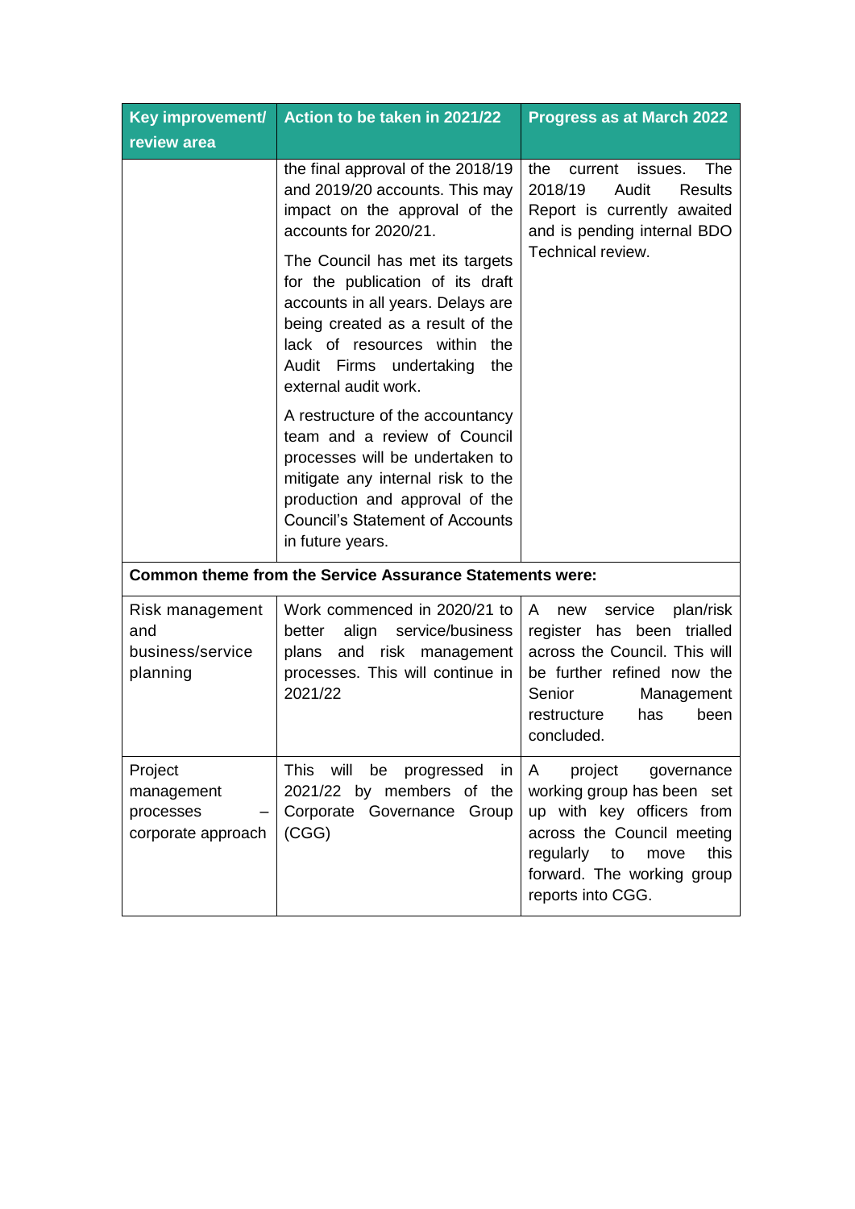| Key improvement/ review area | Action to be taken in 2021/22 | Progress as at March 2022 |
|---|---|---|
| | the final approval of the 2018/19 and 2019/20 accounts. This may impact on the approval of the accounts for 2020/21.<br><br>The Council has met its targets for the publication of its draft accounts in all years. Delays are being created as a result of the lack of resources within the Audit Firms undertaking the external audit work.<br><br>A restructure of the accountancy team and a review of Council processes will be undertaken to mitigate any internal risk to the production and approval of the Council's Statement of Accounts in future years. | the current issues. The 2018/19 Audit Results Report is currently awaited and is pending internal BDO Technical review. |
| **Common theme from the Service Assurance Statements were:** | | |
| Risk management and business/service planning | Work commenced in 2020/21 to better align service/business plans and risk management processes. This will continue in 2021/22 | A new service plan/risk register has been trialled across the Council. This will be further refined now the Senior Management restructure has been concluded. |
| Project management processes – corporate approach | This will be progressed in 2021/22 by members of the Corporate Governance Group (CGG) | A project governance working group has been set up with key officers from across the Council meeting regularly to move this forward. The working group reports into CGG. |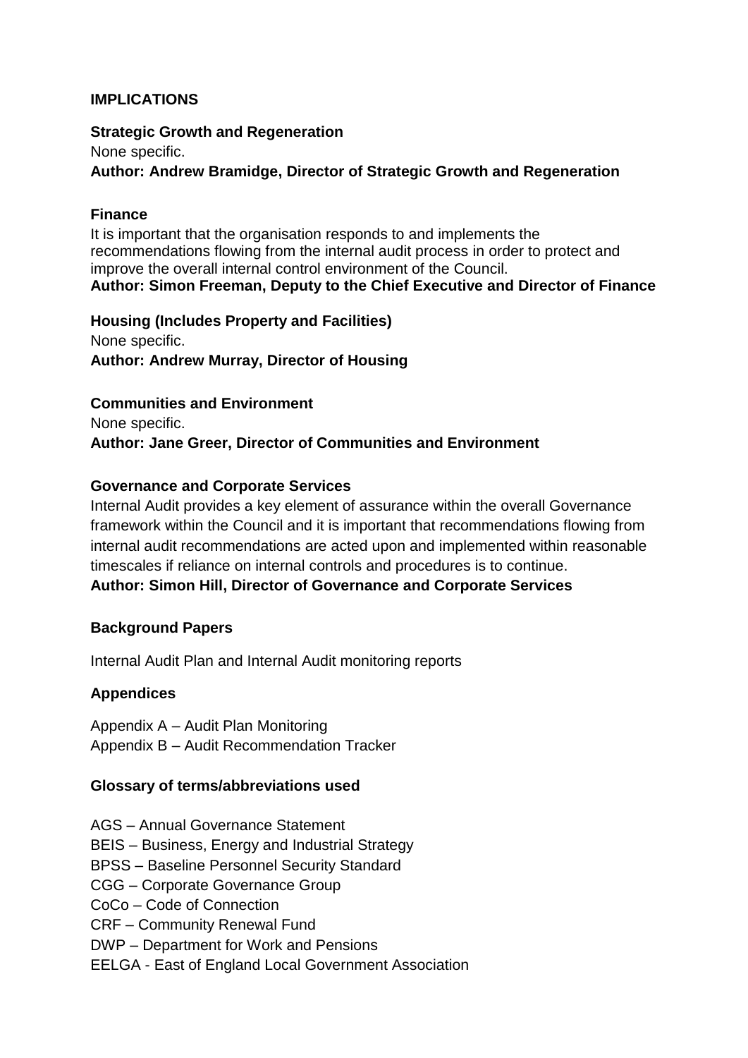## IMPLICATIONS

**Strategic Growth and Regeneration**
None specific.
**Author: Andrew Bramidge, Director of Strategic Growth and Regeneration**

**Finance**
It is important that the organisation responds to and implements the recommendations flowing from the internal audit process in order to protect and improve the overall internal control environment of the Council.
**Author: Simon Freeman, Deputy to the Chief Executive and Director of Finance**

**Housing (Includes Property and Facilities)**
None specific.
**Author: Andrew Murray, Director of Housing**

**Communities and Environment**
None specific.
**Author: Jane Greer, Director of Communities and Environment**

**Governance and Corporate Services**
Internal Audit provides a key element of assurance within the overall Governance framework within the Council and it is important that recommendations flowing from internal audit recommendations are acted upon and implemented within reasonable timescales if reliance on internal controls and procedures is to continue.
**Author: Simon Hill, Director of Governance and Corporate Services**

**Background Papers**

Internal Audit Plan and Internal Audit monitoring reports

**Appendices**

Appendix A – Audit Plan Monitoring
Appendix B – Audit Recommendation Tracker

**Glossary of terms/abbreviations used**

AGS – Annual Governance Statement
BEIS – Business, Energy and Industrial Strategy
BPSS – Baseline Personnel Security Standard
CGG – Corporate Governance Group
CoCo – Code of Connection
CRF – Community Renewal Fund
DWP – Department for Work and Pensions
EELGA - East of England Local Government Association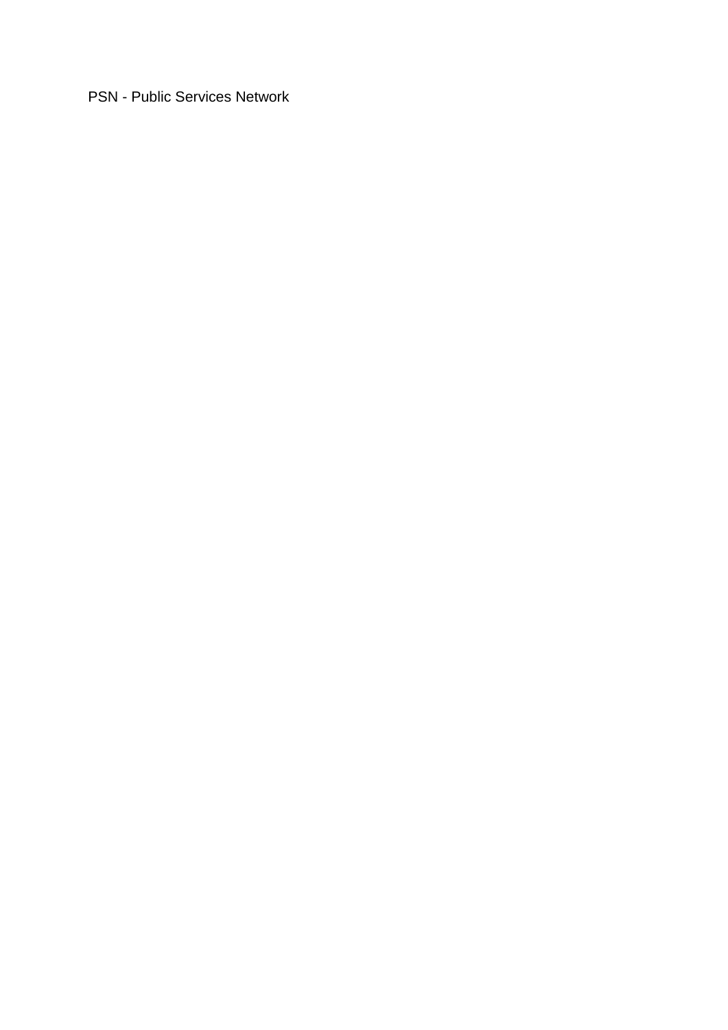PSN - Public Services Network